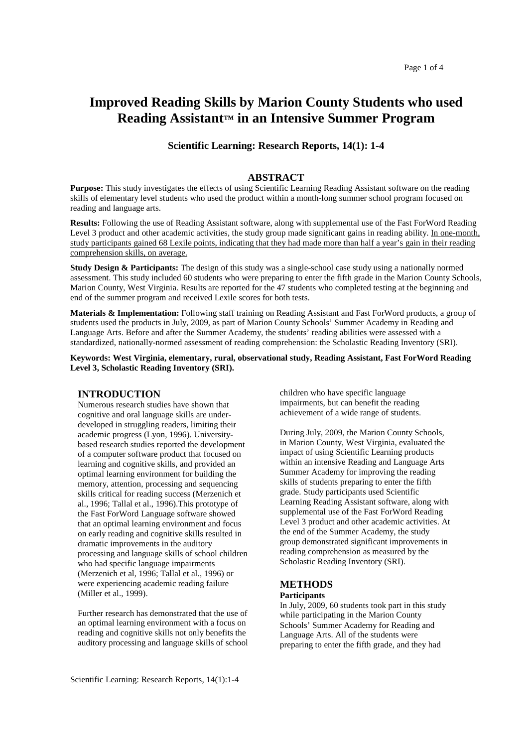# Improved Reading Skills by Marion County Students who used Reading Assistant™ in an Intensive Summer Program

### Scientific Learning: Research Reports, 14(1): 1-4

## ABSTRACT

**Purpose:** This study investigates the effects of using Scientific Learning Reading Assistant software on the reading skills of elementary level students who used the product within a month-long summer school program focused on reading and language arts.

**Results:** Following the use of Reading Assistant software, along with supplemental use of the Fast ForWord Reading Level 3 product and other academic activities, the study group made significant gains in reading ability. In one-month, study participants gained 68 Lexile points, indicating that they had made more than half a year's gain in their reading comprehension skills, on average.

**Study Design & Participants:** The design of this study was a single-school case study using a nationally normed assessment. This study included 60 students who were preparing to enter the fifth grade in the Marion County Schools, Marion County, West Virginia. Results are reported for the 47 students who completed testing at the beginning and end of the summer program and received Lexile scores for both tests.

**Materials & Implementation:** Following staff training on Reading Assistant and Fast ForWord products, a group of students used the products in July, 2009, as part of Marion County Schools' Summer Academy in Reading and Language Arts. Before and after the Summer Academy, the students' reading abilities were assessed with a standardized, nationally-normed assessment of reading comprehension: the Scholastic Reading Inventory (SRI).

**Keywords: West Virginia, elementary, rural, observational study, Reading Assistant, Fast ForWord Reading Level 3, Scholastic Reading Inventory (SRI).**

## INTRODUCTION

Numerous research studies have shown that cognitive and oral language skills are under-developed in struggling readers, limiting their academic progress (Lyon, 1996). University-based research studies reported the development of a computer software product that focused on learning and cognitive skills, and provided an optimal learning environment for building the memory, attention, processing and sequencing skills critical for reading success (Merzenich et al., 1996; Tallal et al., 1996).This prototype of the Fast ForWord Language software showed that an optimal learning environment and focus on early reading and cognitive skills resulted in dramatic improvements in the auditory processing and language skills of school children who had specific language impairments (Merzenich et al, 1996; Tallal et al., 1996) or were experiencing academic reading failure (Miller et al., 1999).

Further research has demonstrated that the use of an optimal learning environment with a focus on reading and cognitive skills not only benefits the auditory processing and language skills of school children who have specific language impairments, but can benefit the reading achievement of a wide range of students.

During July, 2009, the Marion County Schools, in Marion County, West Virginia, evaluated the impact of using Scientific Learning products within an intensive Reading and Language Arts Summer Academy for improving the reading skills of students preparing to enter the fifth grade. Study participants used Scientific Learning Reading Assistant software, along with supplemental use of the Fast ForWord Reading Level 3 product and other academic activities. At the end of the Summer Academy, the study group demonstrated significant improvements in reading comprehension as measured by the Scholastic Reading Inventory (SRI).

## METHODS

### Participants

In July, 2009, 60 students took part in this study while participating in the Marion County Schools' Summer Academy for Reading and Language Arts. All of the students were preparing to enter the fifth grade, and they had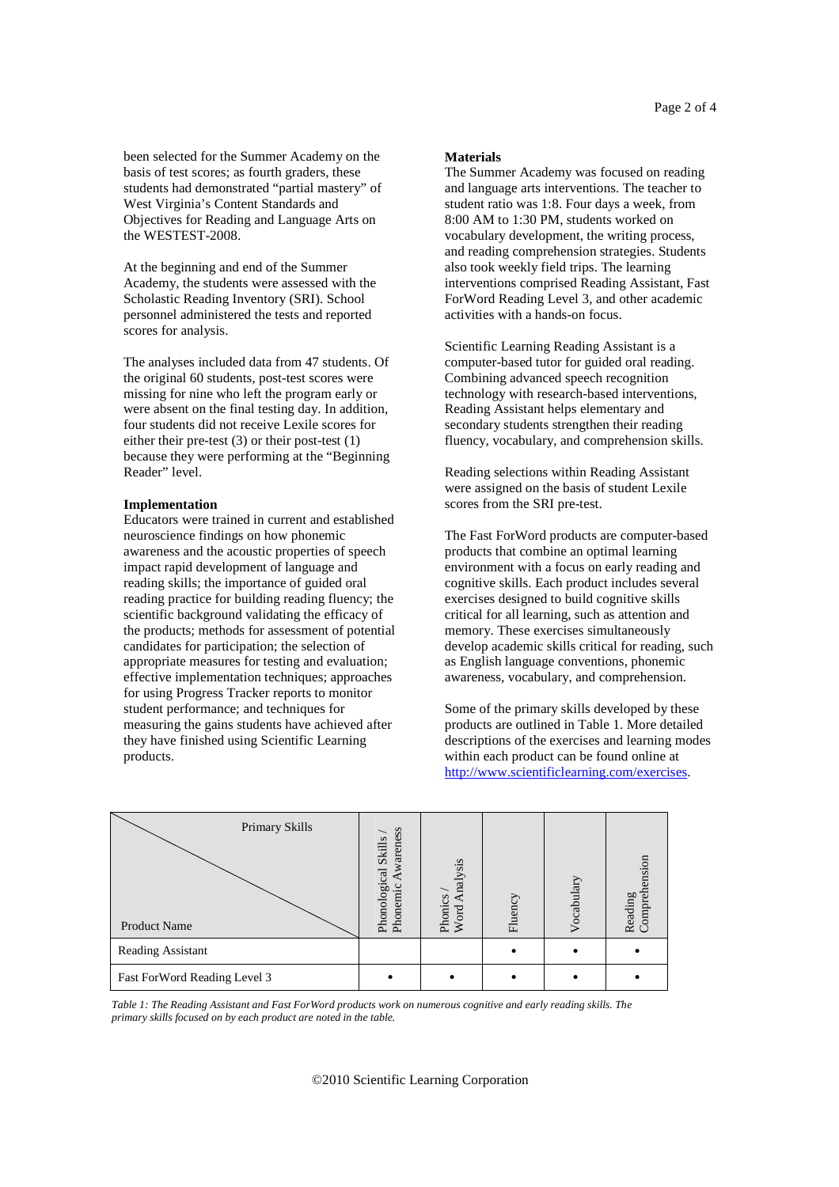been selected for the Summer Academy on the basis of test scores; as fourth graders, these students had demonstrated "partial mastery" of West Virginia's Content Standards and Objectives for Reading and Language Arts on the WESTEST-2008.

At the beginning and end of the Summer Academy, the students were assessed with the Scholastic Reading Inventory (SRI). School personnel administered the tests and reported scores for analysis.

The analyses included data from 47 students. Of the original 60 students, post-test scores were missing for nine who left the program early or were absent on the final testing day. In addition, four students did not receive Lexile scores for either their pre-test (3) or their post-test (1) because they were performing at the "Beginning Reader" level.

**Implementation**

Educators were trained in current and established neuroscience findings on how phonemic awareness and the acoustic properties of speech impact rapid development of language and reading skills; the importance of guided oral reading practice for building reading fluency; the scientific background validating the efficacy of the products; methods for assessment of potential candidates for participation; the selection of appropriate measures for testing and evaluation; effective implementation techniques; approaches for using Progress Tracker reports to monitor student performance; and techniques for measuring the gains students have achieved after they have finished using Scientific Learning products.

**Materials**

The Summer Academy was focused on reading and language arts interventions. The teacher to student ratio was 1:8. Four days a week, from 8:00 AM to 1:30 PM, students worked on vocabulary development, the writing process, and reading comprehension strategies. Students also took weekly field trips. The learning interventions comprised Reading Assistant, Fast ForWord Reading Level 3, and other academic activities with a hands-on focus.

Scientific Learning Reading Assistant is a computer-based tutor for guided oral reading. Combining advanced speech recognition technology with research-based interventions, Reading Assistant helps elementary and secondary students strengthen their reading fluency, vocabulary, and comprehension skills.

Reading selections within Reading Assistant were assigned on the basis of student Lexile scores from the SRI pre-test.

The Fast ForWord products are computer-based products that combine an optimal learning environment with a focus on early reading and cognitive skills. Each product includes several exercises designed to build cognitive skills critical for all learning, such as attention and memory. These exercises simultaneously develop academic skills critical for reading, such as English language conventions, phonemic awareness, vocabulary, and comprehension.

Some of the primary skills developed by these products are outlined in Table 1. More detailed descriptions of the exercises and learning modes within each product can be found online at http://www.scientificlearning.com/exercises.

| Product Name \ Primary Skills | Phonological Skills / Phonemic Awareness | Phonics / Word Analysis | Fluency | Vocabulary | Reading Comprehension |
|---|---|---|---|---|---|
| Reading Assistant | | | • | • | • |
| Fast ForWord Reading Level 3 | • | • | • | • | • |

*Table 1: The Reading Assistant and Fast ForWord products work on numerous cognitive and early reading skills. The primary skills focused on by each product are noted in the table.*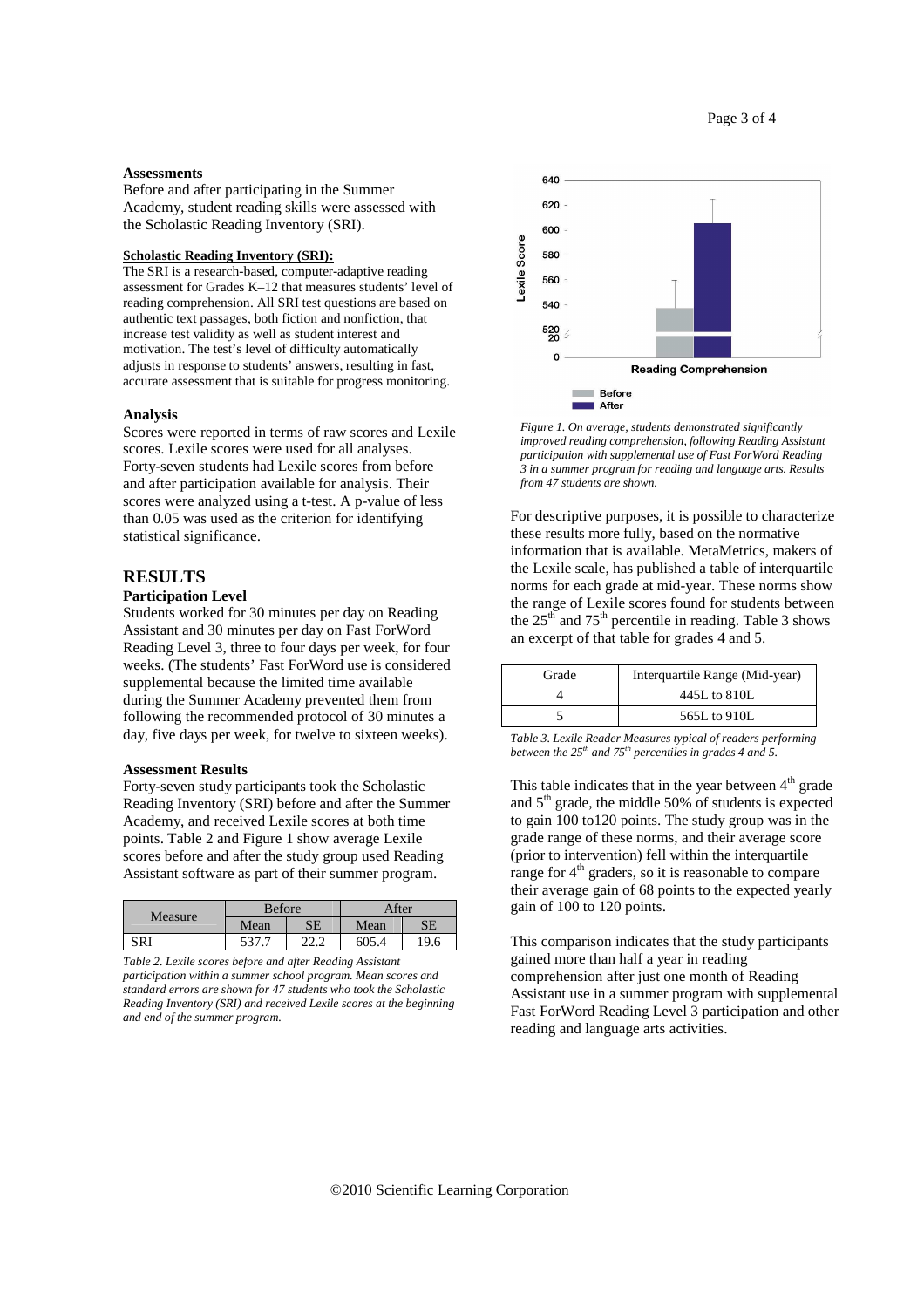### Assessments

Before and after participating in the Summer Academy, student reading skills were assessed with the Scholastic Reading Inventory (SRI).

**Scholastic Reading Inventory (SRI):**

The SRI is a research-based, computer-adaptive reading assessment for Grades K–12 that measures students' level of reading comprehension. All SRI test questions are based on authentic text passages, both fiction and nonfiction, that increase test validity as well as student interest and motivation. The test's level of difficulty automatically adjusts in response to students' answers, resulting in fast, accurate assessment that is suitable for progress monitoring.

### Analysis

Scores were reported in terms of raw scores and Lexile scores. Lexile scores were used for all analyses. Forty-seven students had Lexile scores from before and after participation available for analysis. Their scores were analyzed using a t-test. A p-value of less than 0.05 was used as the criterion for identifying statistical significance.

## RESULTS

### Participation Level

Students worked for 30 minutes per day on Reading Assistant and 30 minutes per day on Fast ForWord Reading Level 3, three to four days per week, for four weeks. (The students' Fast ForWord use is considered supplemental because the limited time available during the Summer Academy prevented them from following the recommended protocol of 30 minutes a day, five days per week, for twelve to sixteen weeks).

### Assessment Results

Forty-seven study participants took the Scholastic Reading Inventory (SRI) before and after the Summer Academy, and received Lexile scores at both time points. Table 2 and Figure 1 show average Lexile scores before and after the study group used Reading Assistant software as part of their summer program.

| Measure | Before | | After | |
|---|---|---|---|---|
| | Mean | SE | Mean | SE |
| SRI | 537.7 | 22.2 | 605.4 | 19.6 |

*Table 2. Lexile scores before and after Reading Assistant participation within a summer school program. Mean scores and standard errors are shown for 47 students who took the Scholastic Reading Inventory (SRI) and received Lexile scores at the beginning and end of the summer program.*

*Figure 1. On average, students demonstrated significantly improved reading comprehension, following Reading Assistant participation with supplemental use of Fast ForWord Reading 3 in a summer program for reading and language arts. Results from 47 students are shown.*

For descriptive purposes, it is possible to characterize these results more fully, based on the normative information that is available. MetaMetrics, makers of the Lexile scale, has published a table of interquartile norms for each grade at mid-year. These norms show the range of Lexile scores found for students between the 25th and 75th percentile in reading. Table 3 shows an excerpt of that table for grades 4 and 5.

| Grade | Interquartile Range (Mid-year) |
|---|---|
| 4 | 445L to 810L |
| 5 | 565L to 910L |

*Table 3. Lexile Reader Measures typical of readers performing between the 25th and 75th percentiles in grades 4 and 5.*

This table indicates that in the year between 4th grade and 5th grade, the middle 50% of students is expected to gain 100 to120 points. The study group was in the grade range of these norms, and their average score (prior to intervention) fell within the interquartile range for 4th graders, so it is reasonable to compare their average gain of 68 points to the expected yearly gain of 100 to 120 points.

This comparison indicates that the study participants gained more than half a year in reading comprehension after just one month of Reading Assistant use in a summer program with supplemental Fast ForWord Reading Level 3 participation and other reading and language arts activities.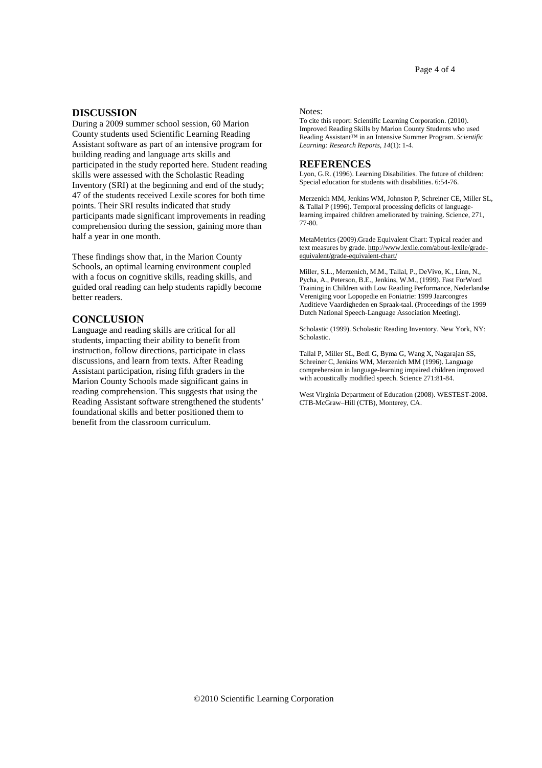## DISCUSSION

During a 2009 summer school session, 60 Marion County students used Scientific Learning Reading Assistant software as part of an intensive program for building reading and language arts skills and participated in the study reported here. Student reading skills were assessed with the Scholastic Reading Inventory (SRI) at the beginning and end of the study; 47 of the students received Lexile scores for both time points. Their SRI results indicated that study participants made significant improvements in reading comprehension during the session, gaining more than half a year in one month.

These findings show that, in the Marion County Schools, an optimal learning environment coupled with a focus on cognitive skills, reading skills, and guided oral reading can help students rapidly become better readers.

## CONCLUSION

Language and reading skills are critical for all students, impacting their ability to benefit from instruction, follow directions, participate in class discussions, and learn from texts. After Reading Assistant participation, rising fifth graders in the Marion County Schools made significant gains in reading comprehension. This suggests that using the Reading Assistant software strengthened the students' foundational skills and better positioned them to benefit from the classroom curriculum.

Notes:

To cite this report: Scientific Learning Corporation. (2010). Improved Reading Skills by Marion County Students who used Reading Assistant™ in an Intensive Summer Program. *Scientific Learning: Research Reports, 14*(1): 1-4.

## REFERENCES

Lyon, G.R. (1996). Learning Disabilities. The future of children: Special education for students with disabilities. 6:54-76.

Merzenich MM, Jenkins WM, Johnston P, Schreiner CE, Miller SL, & Tallal P (1996). Temporal processing deficits of language-learning impaired children ameliorated by training. Science, 271, 77-80.

MetaMetrics (2009).Grade Equivalent Chart: Typical reader and text measures by grade. http://www.lexile.com/about-lexile/grade-equivalent/grade-equivalent-chart/

Miller, S.L., Merzenich, M.M., Tallal, P., DeVivo, K., Linn, N., Pycha, A., Peterson, B.E., Jenkins, W.M., (1999). Fast ForWord Training in Children with Low Reading Performance, Nederlandse Vereniging voor Lopopedie en Foniatrie: 1999 Jaarcongres Auditieve Vaardigheden en Spraak-taal. (Proceedings of the 1999 Dutch National Speech-Language Association Meeting).

Scholastic (1999). Scholastic Reading Inventory. New York, NY: Scholastic.

Tallal P, Miller SL, Bedi G, Byma G, Wang X, Nagarajan SS, Schreiner C, Jenkins WM, Merzenich MM (1996). Language comprehension in language-learning impaired children improved with acoustically modified speech. Science 271:81-84.

West Virginia Department of Education (2008). WESTEST-2008. CTB-McGraw–Hill (CTB), Monterey, CA.

©2010 Scientific Learning Corporation